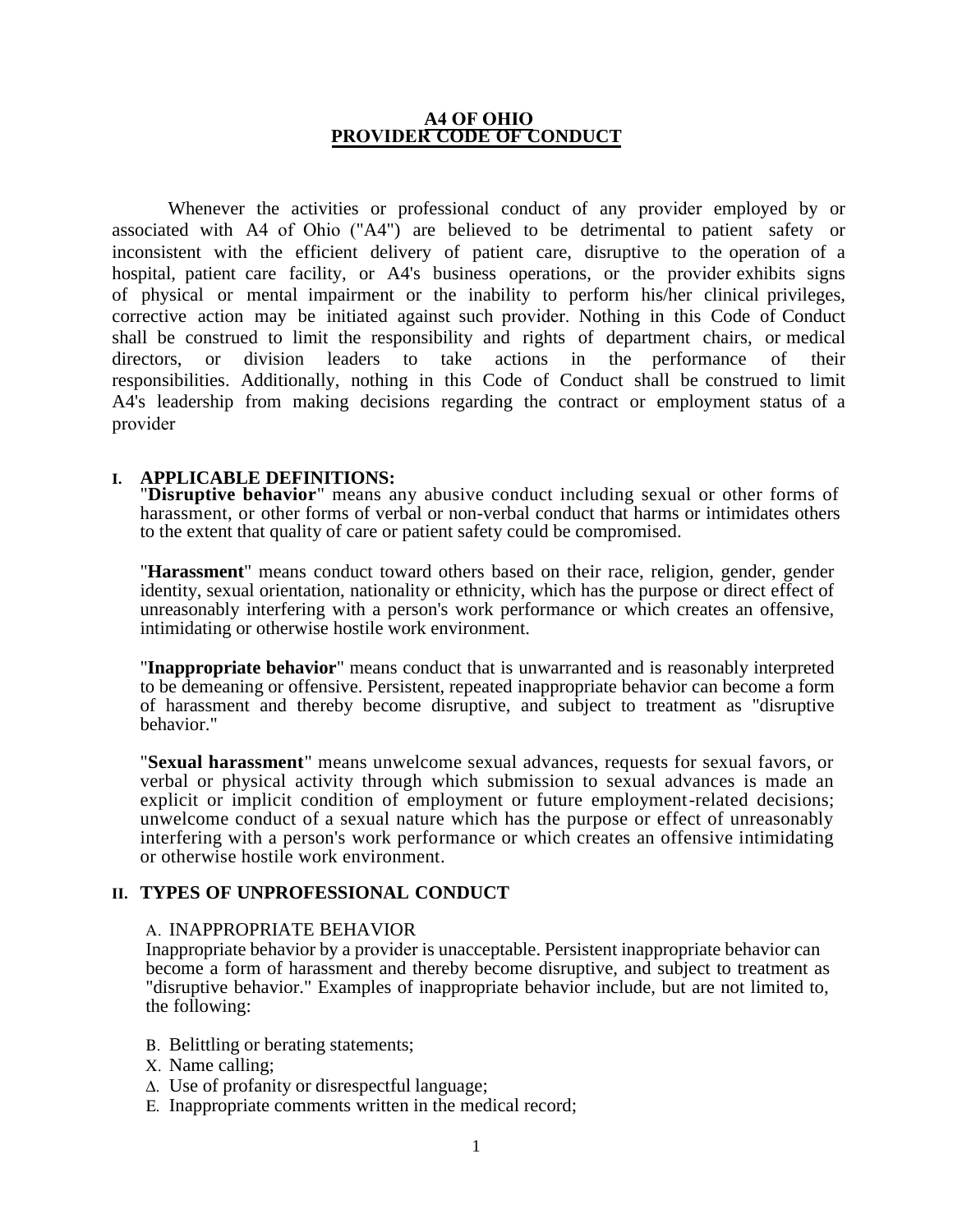# A4 OF OHIO
# PROVIDER CODE OF CONDUCT

Whenever the activities or professional conduct of any provider employed by or associated with A4 of Ohio ("A4") are believed to be detrimental to patient safety or inconsistent with the efficient delivery of patient care, disruptive to the operation of a hospital, patient care facility, or A4's business operations, or the provider exhibits signs of physical or mental impairment or the inability to perform his/her clinical privileges, corrective action may be initiated against such provider. Nothing in this Code of Conduct shall be construed to limit the responsibility and rights of department chairs, or medical directors, or division leaders to take actions in the performance of their responsibilities. Additionally, nothing in this Code of Conduct shall be construed to limit A4's leadership from making decisions regarding the contract or employment status of a provider

## I. APPLICABLE DEFINITIONS:

"**Disruptive behavior**" means any abusive conduct including sexual or other forms of harassment, or other forms of verbal or non-verbal conduct that harms or intimidates others to the extent that quality of care or patient safety could be compromised.

"**Harassment**" means conduct toward others based on their race, religion, gender, gender identity, sexual orientation, nationality or ethnicity, which has the purpose or direct effect of unreasonably interfering with a person's work performance or which creates an offensive, intimidating or otherwise hostile work environment.

"**Inappropriate behavior**" means conduct that is unwarranted and is reasonably interpreted to be demeaning or offensive. Persistent, repeated inappropriate behavior can become a form of harassment and thereby become disruptive, and subject to treatment as "disruptive behavior."

"**Sexual harassment**" means unwelcome sexual advances, requests for sexual favors, or verbal or physical activity through which submission to sexual advances is made an explicit or implicit condition of employment or future employment-related decisions; unwelcome conduct of a sexual nature which has the purpose or effect of unreasonably interfering with a person's work performance or which creates an offensive intimidating or otherwise hostile work environment.

## II. TYPES OF UNPROFESSIONAL CONDUCT

A. INAPPROPRIATE BEHAVIOR

Inappropriate behavior by a provider is unacceptable. Persistent inappropriate behavior can become a form of harassment and thereby become disruptive, and subject to treatment as "disruptive behavior." Examples of inappropriate behavior include, but are not limited to, the following:

B. Belittling or berating statements;

X. Name calling;

Δ. Use of profanity or disrespectful language;

E. Inappropriate comments written in the medical record;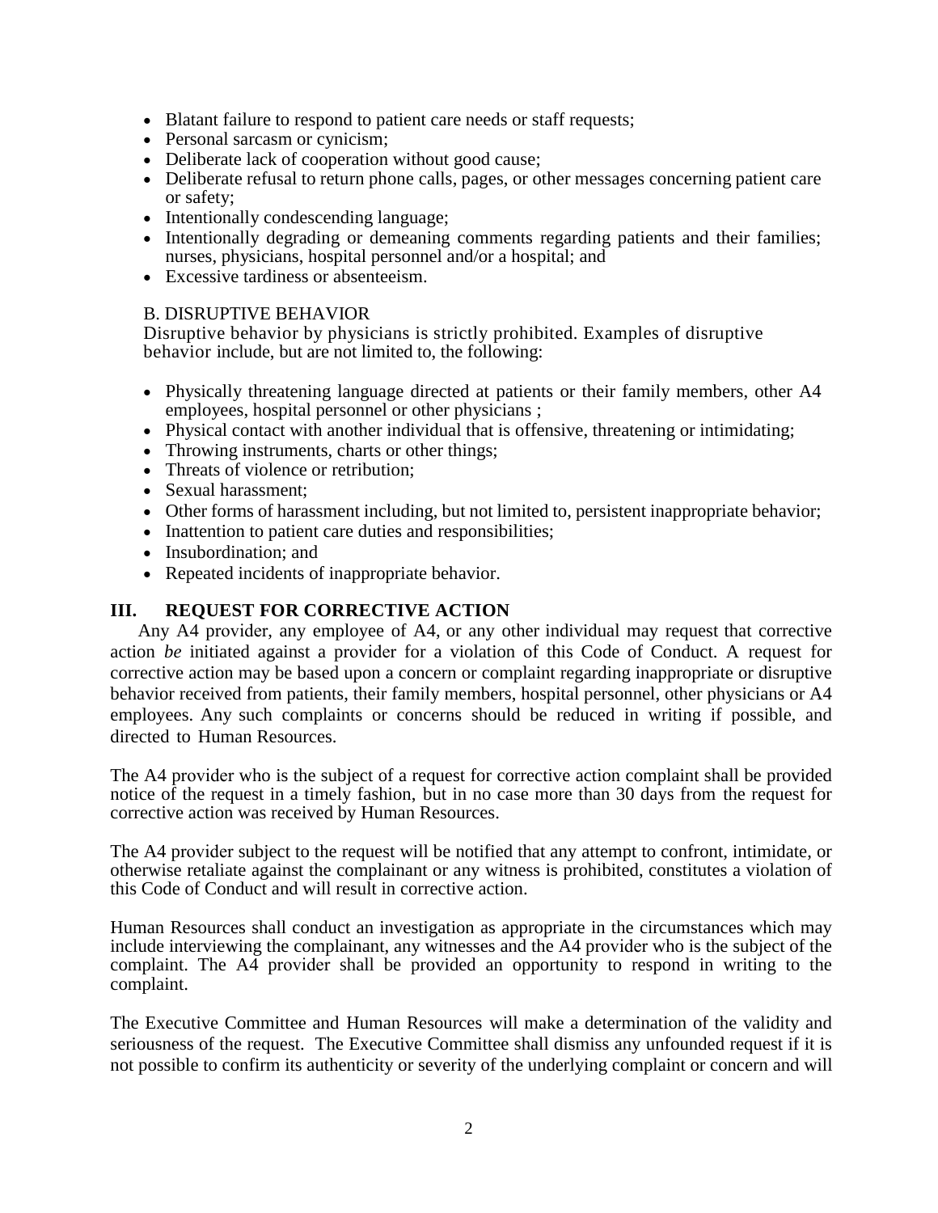- Blatant failure to respond to patient care needs or staff requests;
- Personal sarcasm or cynicism;
- Deliberate lack of cooperation without good cause;
- Deliberate refusal to return phone calls, pages, or other messages concerning patient care or safety;
- Intentionally condescending language;
- Intentionally degrading or demeaning comments regarding patients and their families; nurses, physicians, hospital personnel and/or a hospital; and
- Excessive tardiness or absenteeism.

B. DISRUPTIVE BEHAVIOR

Disruptive behavior by physicians is strictly prohibited. Examples of disruptive behavior include, but are not limited to, the following:

- Physically threatening language directed at patients or their family members, other A4 employees, hospital personnel or other physicians ;
- Physical contact with another individual that is offensive, threatening or intimidating;
- Throwing instruments, charts or other things;
- Threats of violence or retribution;
- Sexual harassment;
- Other forms of harassment including, but not limited to, persistent inappropriate behavior;
- Inattention to patient care duties and responsibilities;
- Insubordination; and
- Repeated incidents of inappropriate behavior.

## III. REQUEST FOR CORRECTIVE ACTION

Any A4 provider, any employee of A4, or any other individual may request that corrective action *be* initiated against a provider for a violation of this Code of Conduct. A request for corrective action may be based upon a concern or complaint regarding inappropriate or disruptive behavior received from patients, their family members, hospital personnel, other physicians or A4 employees. Any such complaints or concerns should be reduced in writing if possible, and directed to Human Resources.

The A4 provider who is the subject of a request for corrective action complaint shall be provided notice of the request in a timely fashion, but in no case more than 30 days from the request for corrective action was received by Human Resources.

The A4 provider subject to the request will be notified that any attempt to confront, intimidate, or otherwise retaliate against the complainant or any witness is prohibited, constitutes a violation of this Code of Conduct and will result in corrective action.

Human Resources shall conduct an investigation as appropriate in the circumstances which may include interviewing the complainant, any witnesses and the A4 provider who is the subject of the complaint. The A4 provider shall be provided an opportunity to respond in writing to the complaint.

The Executive Committee and Human Resources will make a determination of the validity and seriousness of the request. The Executive Committee shall dismiss any unfounded request if it is not possible to confirm its authenticity or severity of the underlying complaint or concern and will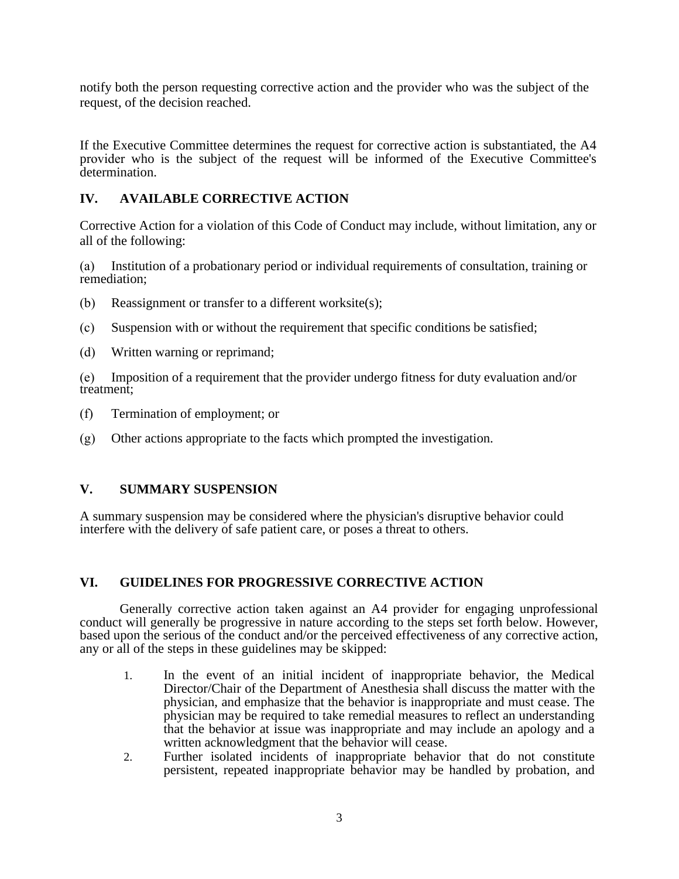notify both the person requesting corrective action and the provider who was the subject of the request, of the decision reached.

If the Executive Committee determines the request for corrective action is substantiated, the A4 provider who is the subject of the request will be informed of the Executive Committee's determination.

## IV. AVAILABLE CORRECTIVE ACTION

Corrective Action for a violation of this Code of Conduct may include, without limitation, any or all of the following:

(a) Institution of a probationary period or individual requirements of consultation, training or remediation;

(b) Reassignment or transfer to a different worksite(s);

(c) Suspension with or without the requirement that specific conditions be satisfied;

(d) Written warning or reprimand;

(e) Imposition of a requirement that the provider undergo fitness for duty evaluation and/or treatment;

(f) Termination of employment; or

(g) Other actions appropriate to the facts which prompted the investigation.

## V. SUMMARY SUSPENSION

A summary suspension may be considered where the physician's disruptive behavior could interfere with the delivery of safe patient care, or poses a threat to others.

## VI. GUIDELINES FOR PROGRESSIVE CORRECTIVE ACTION

Generally corrective action taken against an A4 provider for engaging unprofessional conduct will generally be progressive in nature according to the steps set forth below. However, based upon the serious of the conduct and/or the perceived effectiveness of any corrective action, any or all of the steps in these guidelines may be skipped:

1. In the event of an initial incident of inappropriate behavior, the Medical Director/Chair of the Department of Anesthesia shall discuss the matter with the physician, and emphasize that the behavior is inappropriate and must cease. The physician may be required to take remedial measures to reflect an understanding that the behavior at issue was inappropriate and may include an apology and a written acknowledgment that the behavior will cease.
2. Further isolated incidents of inappropriate behavior that do not constitute persistent, repeated inappropriate behavior may be handled by probation, and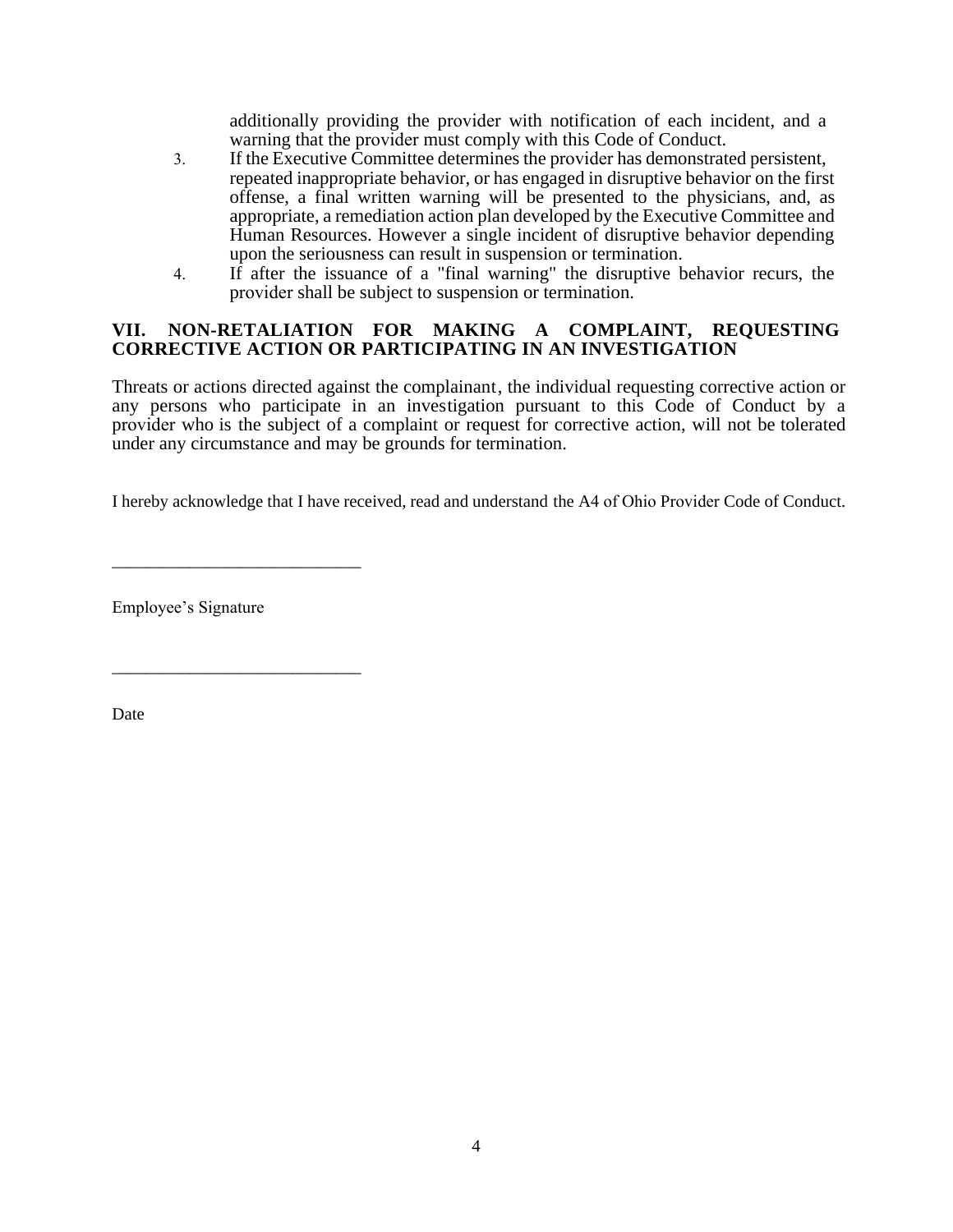additionally providing the provider with notification of each incident, and a warning that the provider must comply with this Code of Conduct.

3. If the Executive Committee determines the provider has demonstrated persistent, repeated inappropriate behavior, or has engaged in disruptive behavior on the first offense, a final written warning will be presented to the physicians, and, as appropriate, a remediation action plan developed by the Executive Committee and Human Resources. However a single incident of disruptive behavior depending upon the seriousness can result in suspension or termination.
4. If after the issuance of a "final warning" the disruptive behavior recurs, the provider shall be subject to suspension or termination.

## VII. NON-RETALIATION FOR MAKING A COMPLAINT, REQUESTING CORRECTIVE ACTION OR PARTICIPATING IN AN INVESTIGATION

Threats or actions directed against the complainant, the individual requesting corrective action or any persons who participate in an investigation pursuant to this Code of Conduct by a provider who is the subject of a complaint or request for corrective action, will not be tolerated under any circumstance and may be grounds for termination.

I hereby acknowledge that I have received, read and understand the A4 of Ohio Provider Code of Conduct.

_____________________________

Employee's Signature

_____________________________

Date